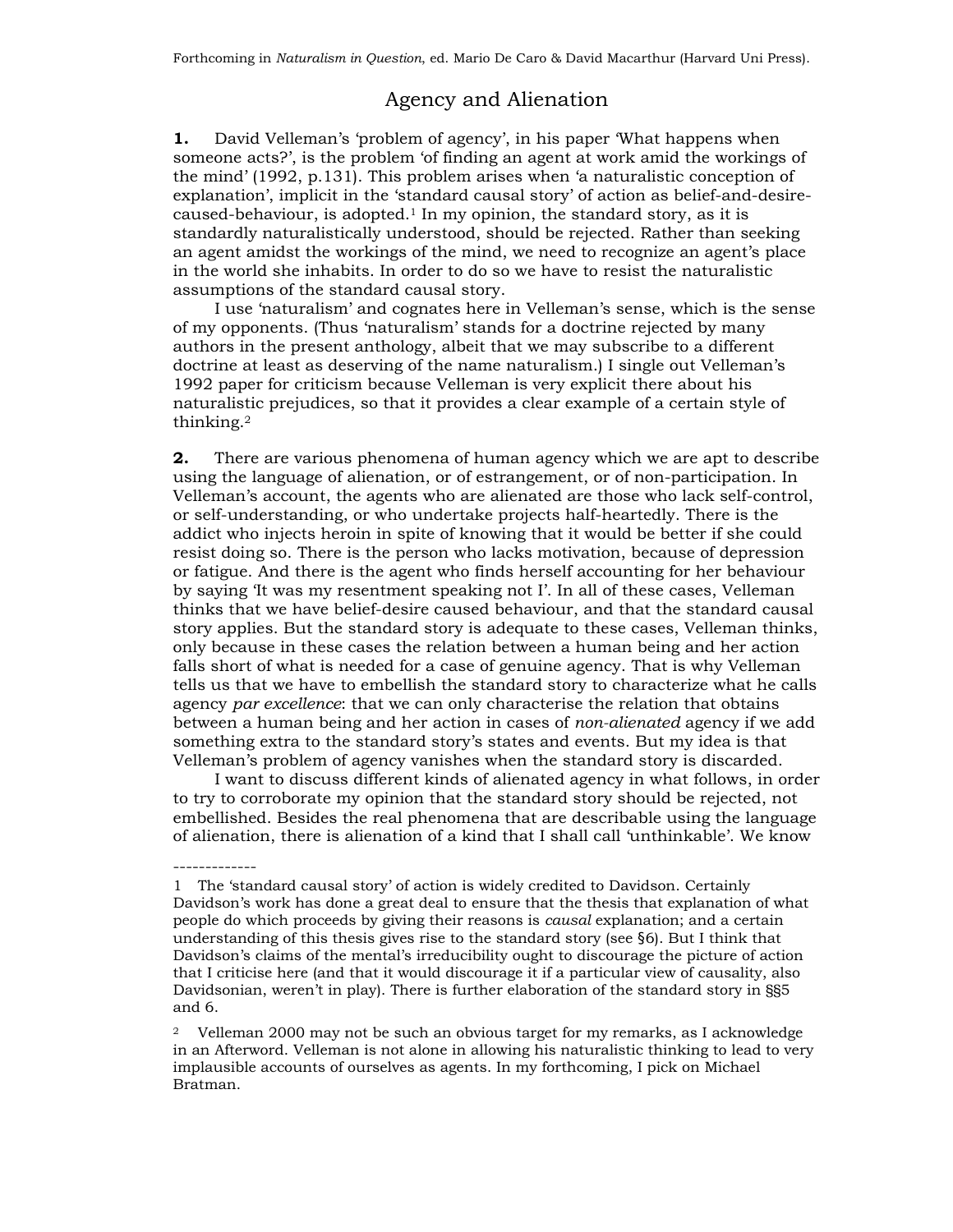Forthcoming in *Naturalism in Question*, ed. Mario De Caro & David Macarthur (Harvard Uni Press).

# Agency and Alienation

**1.** David Velleman's 'problem of agency', in his paper 'What happens when someone acts?', is the problem 'of finding an agent at work amid the workings of the mind' (1992, p.131). This problem arises when 'a naturalistic conception of explanation', implicit in the 'standard causal story' of action as belief-and-desire-caused-behaviour, is adopted.[1] In my opinion, the standard story, as it is standardly naturalistically understood, should be rejected. Rather than seeking an agent amidst the workings of the mind, we need to recognize an agent's place in the world she inhabits. In order to do so we have to resist the naturalistic assumptions of the standard causal story.

I use 'naturalism' and cognates here in Velleman's sense, which is the sense of my opponents. (Thus 'naturalism' stands for a doctrine rejected by many authors in the present anthology, albeit that we may subscribe to a different doctrine at least as deserving of the name naturalism.) I single out Velleman's 1992 paper for criticism because Velleman is very explicit there about his naturalistic prejudices, so that it provides a clear example of a certain style of thinking.[2]

**2.** There are various phenomena of human agency which we are apt to describe using the language of alienation, or of estrangement, or of non-participation. In Velleman's account, the agents who are alienated are those who lack self-control, or self-understanding, or who undertake projects half-heartedly. There is the addict who injects heroin in spite of knowing that it would be better if she could resist doing so. There is the person who lacks motivation, because of depression or fatigue. And there is the agent who finds herself accounting for her behaviour by saying 'It was my resentment speaking not I'. In all of these cases, Velleman thinks that we have belief-desire caused behaviour, and that the standard causal story applies. But the standard story is adequate to these cases, Velleman thinks, only because in these cases the relation between a human being and her action falls short of what is needed for a case of genuine agency. That is why Velleman tells us that we have to embellish the standard story to characterize what he calls agency *par excellence*: that we can only characterise the relation that obtains between a human being and her action in cases of *non-alienated* agency if we add something extra to the standard story's states and events. But my idea is that Velleman's problem of agency vanishes when the standard story is discarded.

I want to discuss different kinds of alienated agency in what follows, in order to try to corroborate my opinion that the standard story should be rejected, not embellished. Besides the real phenomena that are describable using the language of alienation, there is alienation of a kind that I shall call 'unthinkable'. We know

-------------

1 The 'standard causal story' of action is widely credited to Davidson. Certainly Davidson's work has done a great deal to ensure that the thesis that explanation of what people do which proceeds by giving their reasons is *causal* explanation; and a certain understanding of this thesis gives rise to the standard story (see §6). But I think that Davidson's claims of the mental's irreducibility ought to discourage the picture of action that I criticise here (and that it would discourage it if a particular view of causality, also Davidsonian, weren't in play). There is further elaboration of the standard story in §§5 and 6.

2 Velleman 2000 may not be such an obvious target for my remarks, as I acknowledge in an Afterword. Velleman is not alone in allowing his naturalistic thinking to lead to very implausible accounts of ourselves as agents. In my forthcoming, I pick on Michael Bratman.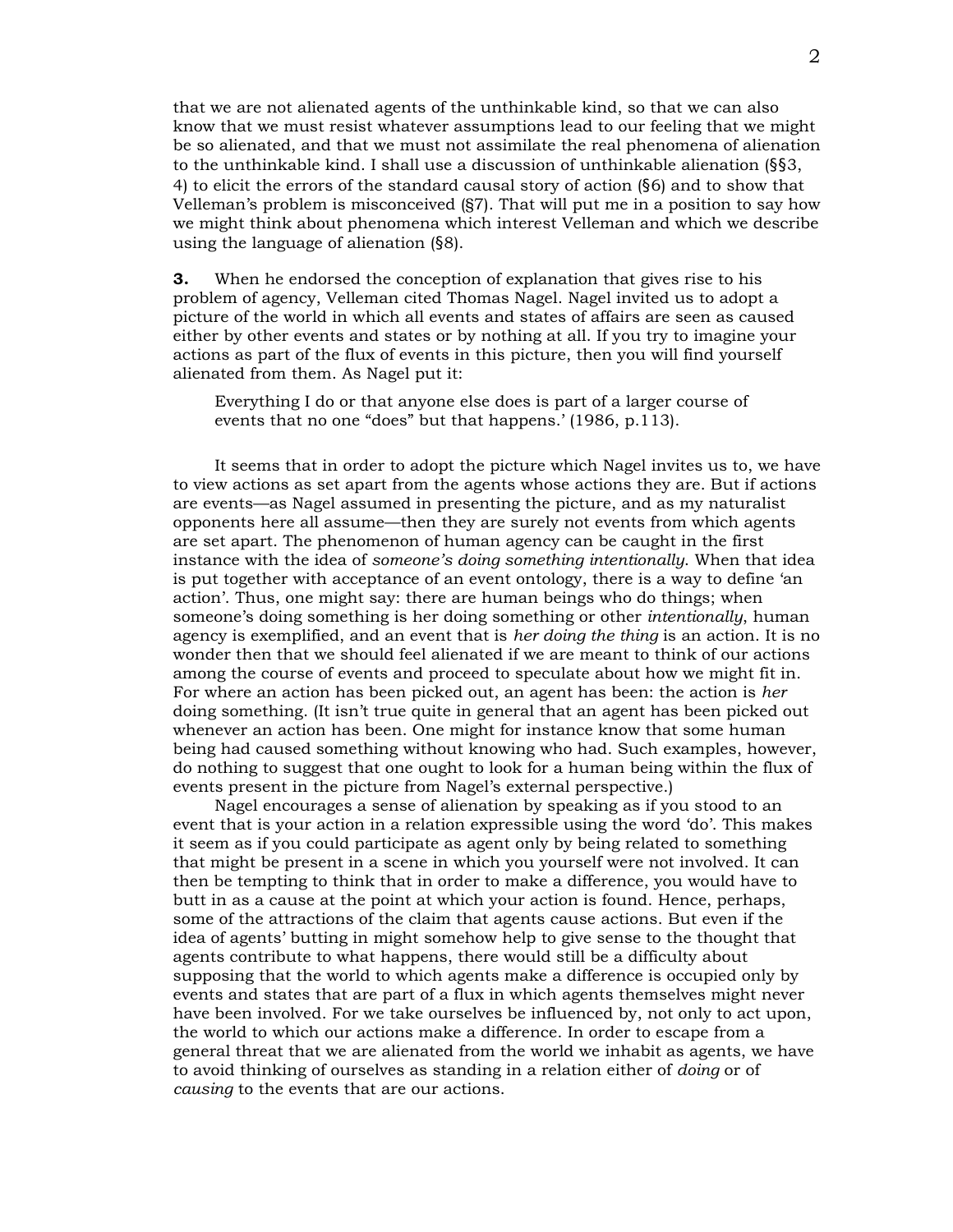that we are not alienated agents of the unthinkable kind, so that we can also know that we must resist whatever assumptions lead to our feeling that we might be so alienated, and that we must not assimilate the real phenomena of alienation to the unthinkable kind. I shall use a discussion of unthinkable alienation (§§3, 4) to elicit the errors of the standard causal story of action (§6) and to show that Velleman's problem is misconceived (§7). That will put me in a position to say how we might think about phenomena which interest Velleman and which we describe using the language of alienation (§8).

**3.** When he endorsed the conception of explanation that gives rise to his problem of agency, Velleman cited Thomas Nagel. Nagel invited us to adopt a picture of the world in which all events and states of affairs are seen as caused either by other events and states or by nothing at all. If you try to imagine your actions as part of the flux of events in this picture, then you will find yourself alienated from them. As Nagel put it:

> Everything I do or that anyone else does is part of a larger course of events that no one "does" but that happens.' (1986, p.113).

It seems that in order to adopt the picture which Nagel invites us to, we have to view actions as set apart from the agents whose actions they are. But if actions are events—as Nagel assumed in presenting the picture, and as my naturalist opponents here all assume—then they are surely not events from which agents are set apart. The phenomenon of human agency can be caught in the first instance with the idea of *someone's doing something intentionally*. When that idea is put together with acceptance of an event ontology, there is a way to define 'an action'. Thus, one might say: there are human beings who do things; when someone's doing something is her doing something or other *intentionally*, human agency is exemplified, and an event that is *her doing the thing* is an action. It is no wonder then that we should feel alienated if we are meant to think of our actions among the course of events and proceed to speculate about how we might fit in. For where an action has been picked out, an agent has been: the action is *her* doing something. (It isn't true quite in general that an agent has been picked out whenever an action has been. One might for instance know that some human being had caused something without knowing who had. Such examples, however, do nothing to suggest that one ought to look for a human being within the flux of events present in the picture from Nagel's external perspective.)

Nagel encourages a sense of alienation by speaking as if you stood to an event that is your action in a relation expressible using the word 'do'. This makes it seem as if you could participate as agent only by being related to something that might be present in a scene in which you yourself were not involved. It can then be tempting to think that in order to make a difference, you would have to butt in as a cause at the point at which your action is found. Hence, perhaps, some of the attractions of the claim that agents cause actions. But even if the idea of agents' butting in might somehow help to give sense to the thought that agents contribute to what happens, there would still be a difficulty about supposing that the world to which agents make a difference is occupied only by events and states that are part of a flux in which agents themselves might never have been involved. For we take ourselves be influenced by, not only to act upon, the world to which our actions make a difference. In order to escape from a general threat that we are alienated from the world we inhabit as agents, we have to avoid thinking of ourselves as standing in a relation either of *doing* or of *causing* to the events that are our actions.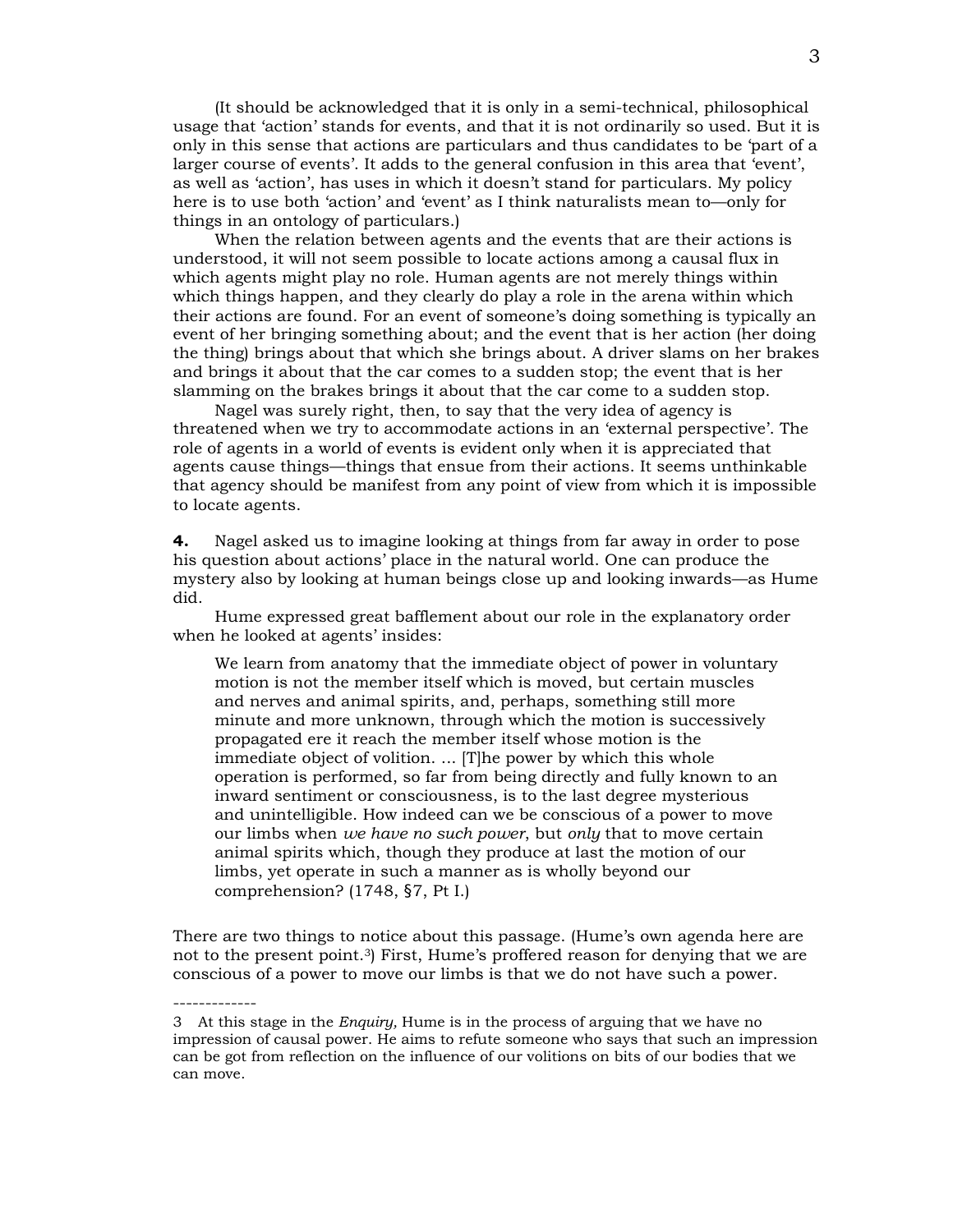(It should be acknowledged that it is only in a semi-technical, philosophical usage that 'action' stands for events, and that it is not ordinarily so used. But it is only in this sense that actions are particulars and thus candidates to be 'part of a larger course of events'. It adds to the general confusion in this area that 'event', as well as 'action', has uses in which it doesn't stand for particulars. My policy here is to use both 'action' and 'event' as I think naturalists mean to—only for things in an ontology of particulars.)

When the relation between agents and the events that are their actions is understood, it will not seem possible to locate actions among a causal flux in which agents might play no role. Human agents are not merely things within which things happen, and they clearly do play a role in the arena within which their actions are found. For an event of someone's doing something is typically an event of her bringing something about; and the event that is her action (her doing the thing) brings about that which she brings about. A driver slams on her brakes and brings it about that the car comes to a sudden stop; the event that is her slamming on the brakes brings it about that the car come to a sudden stop.

Nagel was surely right, then, to say that the very idea of agency is threatened when we try to accommodate actions in an 'external perspective'. The role of agents in a world of events is evident only when it is appreciated that agents cause things—things that ensue from their actions. It seems unthinkable that agency should be manifest from any point of view from which it is impossible to locate agents.

**4.** Nagel asked us to imagine looking at things from far away in order to pose his question about actions' place in the natural world. One can produce the mystery also by looking at human beings close up and looking inwards—as Hume did.

Hume expressed great bafflement about our role in the explanatory order when he looked at agents' insides:

> We learn from anatomy that the immediate object of power in voluntary motion is not the member itself which is moved, but certain muscles and nerves and animal spirits, and, perhaps, something still more minute and more unknown, through which the motion is successively propagated ere it reach the member itself whose motion is the immediate object of volition. ... [T]he power by which this whole operation is performed, so far from being directly and fully known to an inward sentiment or consciousness, is to the last degree mysterious and unintelligible. How indeed can we be conscious of a power to move our limbs when *we have no such power*, but *only* that to move certain animal spirits which, though they produce at last the motion of our limbs, yet operate in such a manner as is wholly beyond our comprehension? (1748, §7, Pt I.)

There are two things to notice about this passage. (Hume's own agenda here are not to the present point.[3]) First, Hume's proffered reason for denying that we are conscious of a power to move our limbs is that we do not have such a power.

-------------

3 At this stage in the *Enquiry,* Hume is in the process of arguing that we have no impression of causal power. He aims to refute someone who says that such an impression can be got from reflection on the influence of our volitions on bits of our bodies that we can move.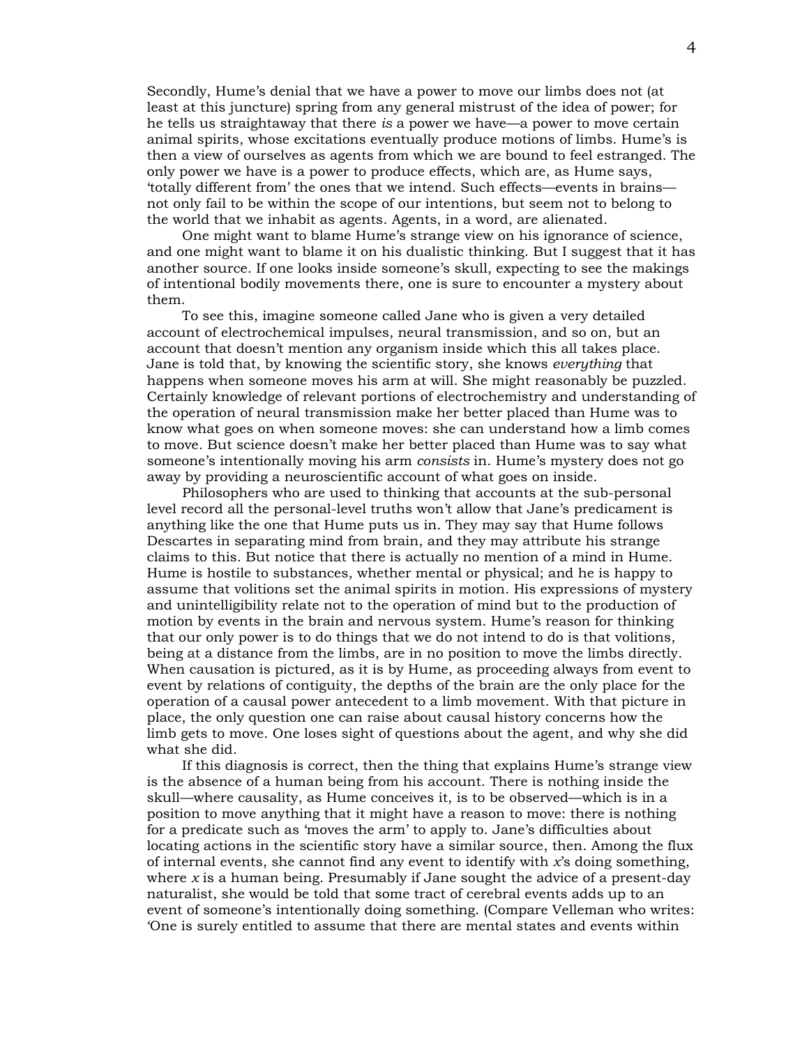Secondly, Hume's denial that we have a power to move our limbs does not (at least at this juncture) spring from any general mistrust of the idea of power; for he tells us straightaway that there *is* a power we have—a power to move certain animal spirits, whose excitations eventually produce motions of limbs. Hume's is then a view of ourselves as agents from which we are bound to feel estranged. The only power we have is a power to produce effects, which are, as Hume says, 'totally different from' the ones that we intend. Such effects—events in brains—not only fail to be within the scope of our intentions, but seem not to belong to the world that we inhabit as agents. Agents, in a word, are alienated.

One might want to blame Hume's strange view on his ignorance of science, and one might want to blame it on his dualistic thinking. But I suggest that it has another source. If one looks inside someone's skull, expecting to see the makings of intentional bodily movements there, one is sure to encounter a mystery about them.

To see this, imagine someone called Jane who is given a very detailed account of electrochemical impulses, neural transmission, and so on, but an account that doesn't mention any organism inside which this all takes place. Jane is told that, by knowing the scientific story, she knows *everything* that happens when someone moves his arm at will. She might reasonably be puzzled. Certainly knowledge of relevant portions of electrochemistry and understanding of the operation of neural transmission make her better placed than Hume was to know what goes on when someone moves: she can understand how a limb comes to move. But science doesn't make her better placed than Hume was to say what someone's intentionally moving his arm *consists* in. Hume's mystery does not go away by providing a neuroscientific account of what goes on inside.

Philosophers who are used to thinking that accounts at the sub-personal level record all the personal-level truths won't allow that Jane's predicament is anything like the one that Hume puts us in. They may say that Hume follows Descartes in separating mind from brain, and they may attribute his strange claims to this. But notice that there is actually no mention of a mind in Hume. Hume is hostile to substances, whether mental or physical; and he is happy to assume that volitions set the animal spirits in motion. His expressions of mystery and unintelligibility relate not to the operation of mind but to the production of motion by events in the brain and nervous system. Hume's reason for thinking that our only power is to do things that we do not intend to do is that volitions, being at a distance from the limbs, are in no position to move the limbs directly. When causation is pictured, as it is by Hume, as proceeding always from event to event by relations of contiguity, the depths of the brain are the only place for the operation of a causal power antecedent to a limb movement. With that picture in place, the only question one can raise about causal history concerns how the limb gets to move. One loses sight of questions about the agent, and why she did what she did.

If this diagnosis is correct, then the thing that explains Hume's strange view is the absence of a human being from his account. There is nothing inside the skull—where causality, as Hume conceives it, is to be observed—which is in a position to move anything that it might have a reason to move: there is nothing for a predicate such as 'moves the arm' to apply to. Jane's difficulties about locating actions in the scientific story have a similar source, then. Among the flux of internal events, she cannot find any event to identify with *x*'s doing something, where *x* is a human being. Presumably if Jane sought the advice of a present-day naturalist, she would be told that some tract of cerebral events adds up to an event of someone's intentionally doing something. (Compare Velleman who writes: 'One is surely entitled to assume that there are mental states and events within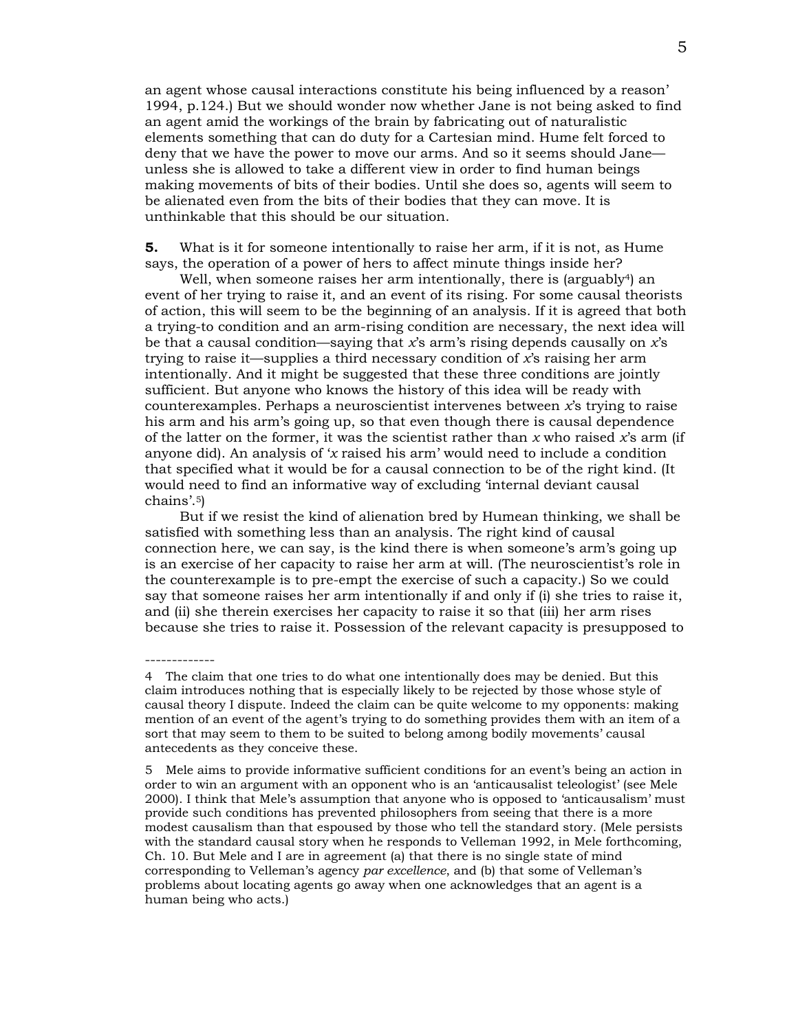an agent whose causal interactions constitute his being influenced by a reason' 1994, p.124.) But we should wonder now whether Jane is not being asked to find an agent amid the workings of the brain by fabricating out of naturalistic elements something that can do duty for a Cartesian mind. Hume felt forced to deny that we have the power to move our arms. And so it seems should Jane—unless she is allowed to take a different view in order to find human beings making movements of bits of their bodies. Until she does so, agents will seem to be alienated even from the bits of their bodies that they can move. It is unthinkable that this should be our situation.

**5.** What is it for someone intentionally to raise her arm, if it is not, as Hume says, the operation of a power of hers to affect minute things inside her?

Well, when someone raises her arm intentionally, there is (arguably[4]) an event of her trying to raise it, and an event of its rising. For some causal theorists of action, this will seem to be the beginning of an analysis. If it is agreed that both a trying-to condition and an arm-rising condition are necessary, the next idea will be that a causal condition—saying that *x*'s arm's rising depends causally on *x*'s trying to raise it—supplies a third necessary condition of *x*'s raising her arm intentionally. And it might be suggested that these three conditions are jointly sufficient. But anyone who knows the history of this idea will be ready with counterexamples. Perhaps a neuroscientist intervenes between *x*'s trying to raise his arm and his arm's going up, so that even though there is causal dependence of the latter on the former, it was the scientist rather than *x* who raised *x*'s arm (if anyone did). An analysis of '*x* raised his arm' would need to include a condition that specified what it would be for a causal connection to be of the right kind. (It would need to find an informative way of excluding 'internal deviant causal chains'.[5])

But if we resist the kind of alienation bred by Humean thinking, we shall be satisfied with something less than an analysis. The right kind of causal connection here, we can say, is the kind there is when someone's arm's going up is an exercise of her capacity to raise her arm at will. (The neuroscientist's role in the counterexample is to pre-empt the exercise of such a capacity.) So we could say that someone raises her arm intentionally if and only if (i) she tries to raise it, and (ii) she therein exercises her capacity to raise it so that (iii) her arm rises because she tries to raise it. Possession of the relevant capacity is presupposed to

-------------

4 The claim that one tries to do what one intentionally does may be denied. But this claim introduces nothing that is especially likely to be rejected by those whose style of causal theory I dispute. Indeed the claim can be quite welcome to my opponents: making mention of an event of the agent's trying to do something provides them with an item of a sort that may seem to them to be suited to belong among bodily movements' causal antecedents as they conceive these.

5 Mele aims to provide informative sufficient conditions for an event's being an action in order to win an argument with an opponent who is an 'anticausalist teleologist' (see Mele 2000). I think that Mele's assumption that anyone who is opposed to 'anticausalism' must provide such conditions has prevented philosophers from seeing that there is a more modest causalism than that espoused by those who tell the standard story. (Mele persists with the standard causal story when he responds to Velleman 1992, in Mele forthcoming, Ch. 10. But Mele and I are in agreement (a) that there is no single state of mind corresponding to Velleman's agency *par excellence*, and (b) that some of Velleman's problems about locating agents go away when one acknowledges that an agent is a human being who acts.)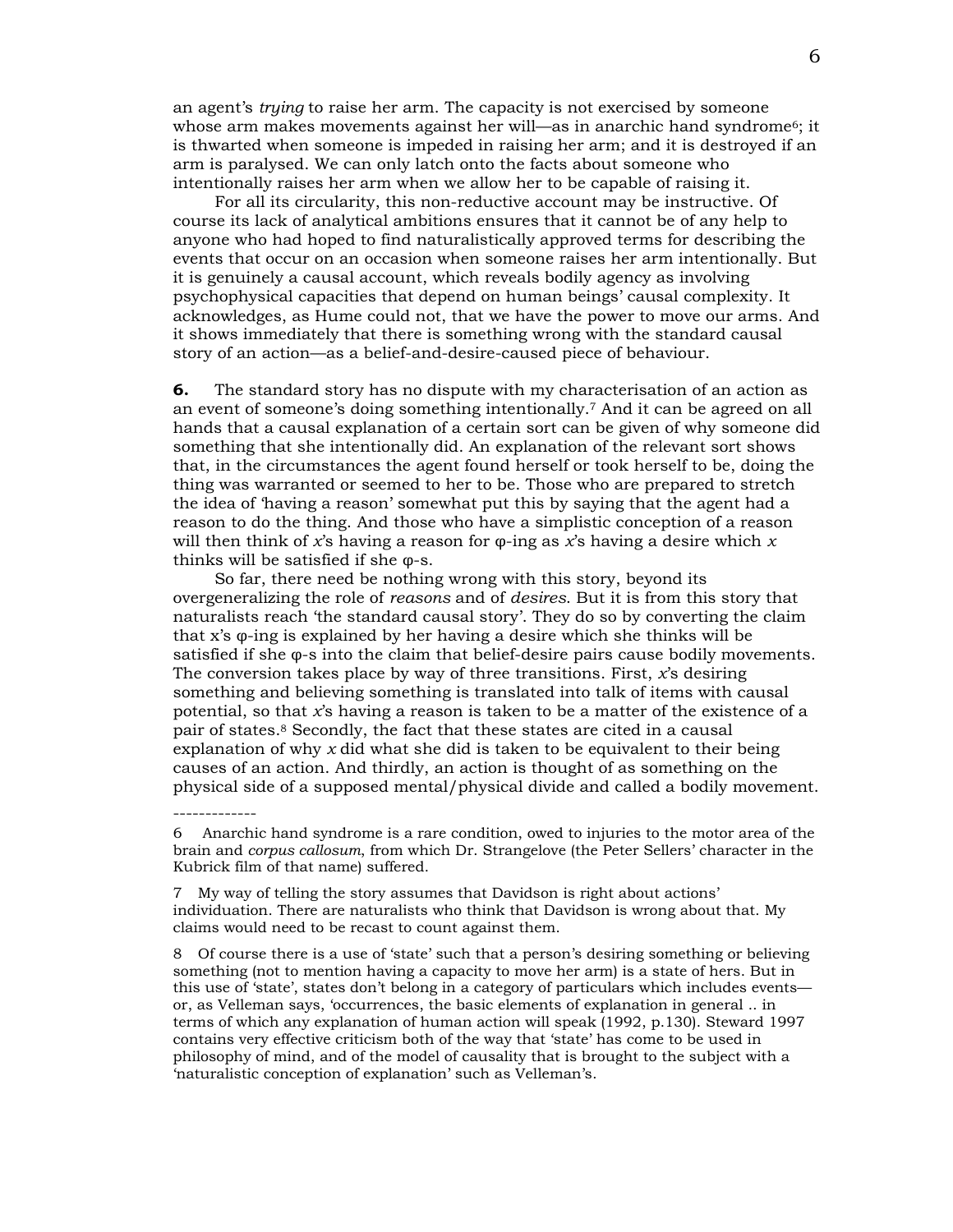an agent's *trying* to raise her arm. The capacity is not exercised by someone whose arm makes movements against her will—as in anarchic hand syndrome[6]; it is thwarted when someone is impeded in raising her arm; and it is destroyed if an arm is paralysed. We can only latch onto the facts about someone who intentionally raises her arm when we allow her to be capable of raising it.

For all its circularity, this non-reductive account may be instructive. Of course its lack of analytical ambitions ensures that it cannot be of any help to anyone who had hoped to find naturalistically approved terms for describing the events that occur on an occasion when someone raises her arm intentionally. But it is genuinely a causal account, which reveals bodily agency as involving psychophysical capacities that depend on human beings' causal complexity. It acknowledges, as Hume could not, that we have the power to move our arms. And it shows immediately that there is something wrong with the standard causal story of an action—as a belief-and-desire-caused piece of behaviour.

**6.** The standard story has no dispute with my characterisation of an action as an event of someone's doing something intentionally.[7] And it can be agreed on all hands that a causal explanation of a certain sort can be given of why someone did something that she intentionally did. An explanation of the relevant sort shows that, in the circumstances the agent found herself or took herself to be, doing the thing was warranted or seemed to her to be. Those who are prepared to stretch the idea of 'having a reason' somewhat put this by saying that the agent had a reason to do the thing. And those who have a simplistic conception of a reason will then think of *x*'s having a reason for φ-ing as *x*'s having a desire which *x* thinks will be satisfied if she φ-s.

So far, there need be nothing wrong with this story, beyond its overgeneralizing the role of *reasons* and of *desires*. But it is from this story that naturalists reach 'the standard causal story'. They do so by converting the claim that x's φ-ing is explained by her having a desire which she thinks will be satisfied if she φ-s into the claim that belief-desire pairs cause bodily movements. The conversion takes place by way of three transitions. First, *x*'s desiring something and believing something is translated into talk of items with causal potential, so that *x*'s having a reason is taken to be a matter of the existence of a pair of states.[8] Secondly, the fact that these states are cited in a causal explanation of why *x* did what she did is taken to be equivalent to their being causes of an action. And thirdly, an action is thought of as something on the physical side of a supposed mental/physical divide and called a bodily movement.

-------------

6 Anarchic hand syndrome is a rare condition, owed to injuries to the motor area of the brain and *corpus callosum*, from which Dr. Strangelove (the Peter Sellers' character in the Kubrick film of that name) suffered.

7 My way of telling the story assumes that Davidson is right about actions' individuation. There are naturalists who think that Davidson is wrong about that. My claims would need to be recast to count against them.

8 Of course there is a use of 'state' such that a person's desiring something or believing something (not to mention having a capacity to move her arm) is a state of hers. But in this use of 'state', states don't belong in a category of particulars which includes events—or, as Velleman says, 'occurrences, the basic elements of explanation in general .. in terms of which any explanation of human action will speak (1992, p.130). Steward 1997 contains very effective criticism both of the way that 'state' has come to be used in philosophy of mind, and of the model of causality that is brought to the subject with a 'naturalistic conception of explanation' such as Velleman's.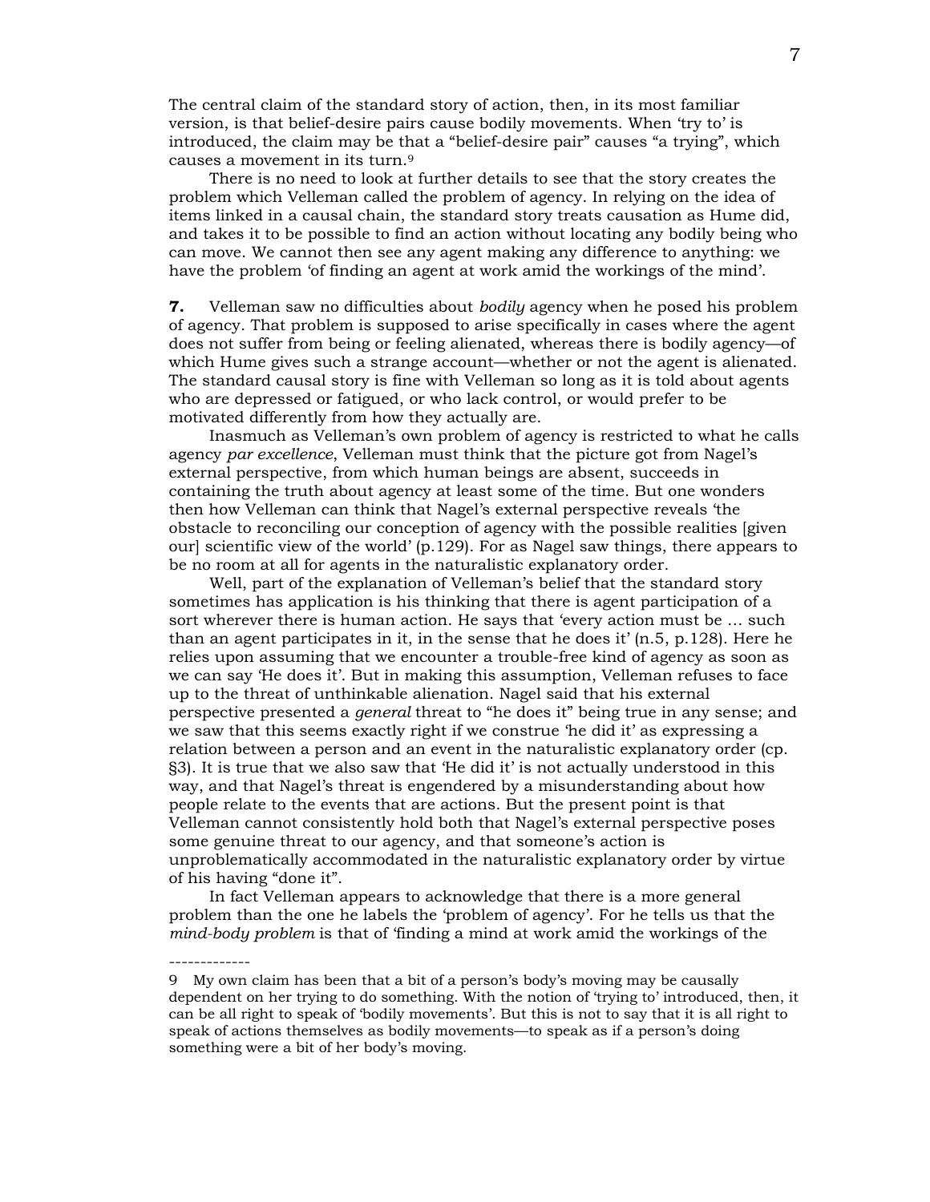The central claim of the standard story of action, then, in its most familiar version, is that belief-desire pairs cause bodily movements. When 'try to' is introduced, the claim may be that a "belief-desire pair" causes "a trying", which causes a movement in its turn.[9]

There is no need to look at further details to see that the story creates the problem which Velleman called the problem of agency. In relying on the idea of items linked in a causal chain, the standard story treats causation as Hume did, and takes it to be possible to find an action without locating any bodily being who can move. We cannot then see any agent making any difference to anything: we have the problem 'of finding an agent at work amid the workings of the mind'.

**7.** Velleman saw no difficulties about *bodily* agency when he posed his problem of agency. That problem is supposed to arise specifically in cases where the agent does not suffer from being or feeling alienated, whereas there is bodily agency—of which Hume gives such a strange account—whether or not the agent is alienated. The standard causal story is fine with Velleman so long as it is told about agents who are depressed or fatigued, or who lack control, or would prefer to be motivated differently from how they actually are.

Inasmuch as Velleman's own problem of agency is restricted to what he calls agency *par excellence*, Velleman must think that the picture got from Nagel's external perspective, from which human beings are absent, succeeds in containing the truth about agency at least some of the time. But one wonders then how Velleman can think that Nagel's external perspective reveals 'the obstacle to reconciling our conception of agency with the possible realities [given our] scientific view of the world' (p.129). For as Nagel saw things, there appears to be no room at all for agents in the naturalistic explanatory order.

Well, part of the explanation of Velleman's belief that the standard story sometimes has application is his thinking that there is agent participation of a sort wherever there is human action. He says that 'every action must be … such than an agent participates in it, in the sense that he does it' (n.5, p.128). Here he relies upon assuming that we encounter a trouble-free kind of agency as soon as we can say 'He does it'. But in making this assumption, Velleman refuses to face up to the threat of unthinkable alienation. Nagel said that his external perspective presented a *general* threat to "he does it" being true in any sense; and we saw that this seems exactly right if we construe 'he did it' as expressing a relation between a person and an event in the naturalistic explanatory order (cp. §3). It is true that we also saw that 'He did it' is not actually understood in this way, and that Nagel's threat is engendered by a misunderstanding about how people relate to the events that are actions. But the present point is that Velleman cannot consistently hold both that Nagel's external perspective poses some genuine threat to our agency, and that someone's action is unproblematically accommodated in the naturalistic explanatory order by virtue of his having "done it".

In fact Velleman appears to acknowledge that there is a more general problem than the one he labels the 'problem of agency'. For he tells us that the *mind-body problem* is that of 'finding a mind at work amid the workings of the

-------------

9 My own claim has been that a bit of a person's body's moving may be causally dependent on her trying to do something. With the notion of 'trying to' introduced, then, it can be all right to speak of 'bodily movements'. But this is not to say that it is all right to speak of actions themselves as bodily movements—to speak as if a person's doing something were a bit of her body's moving.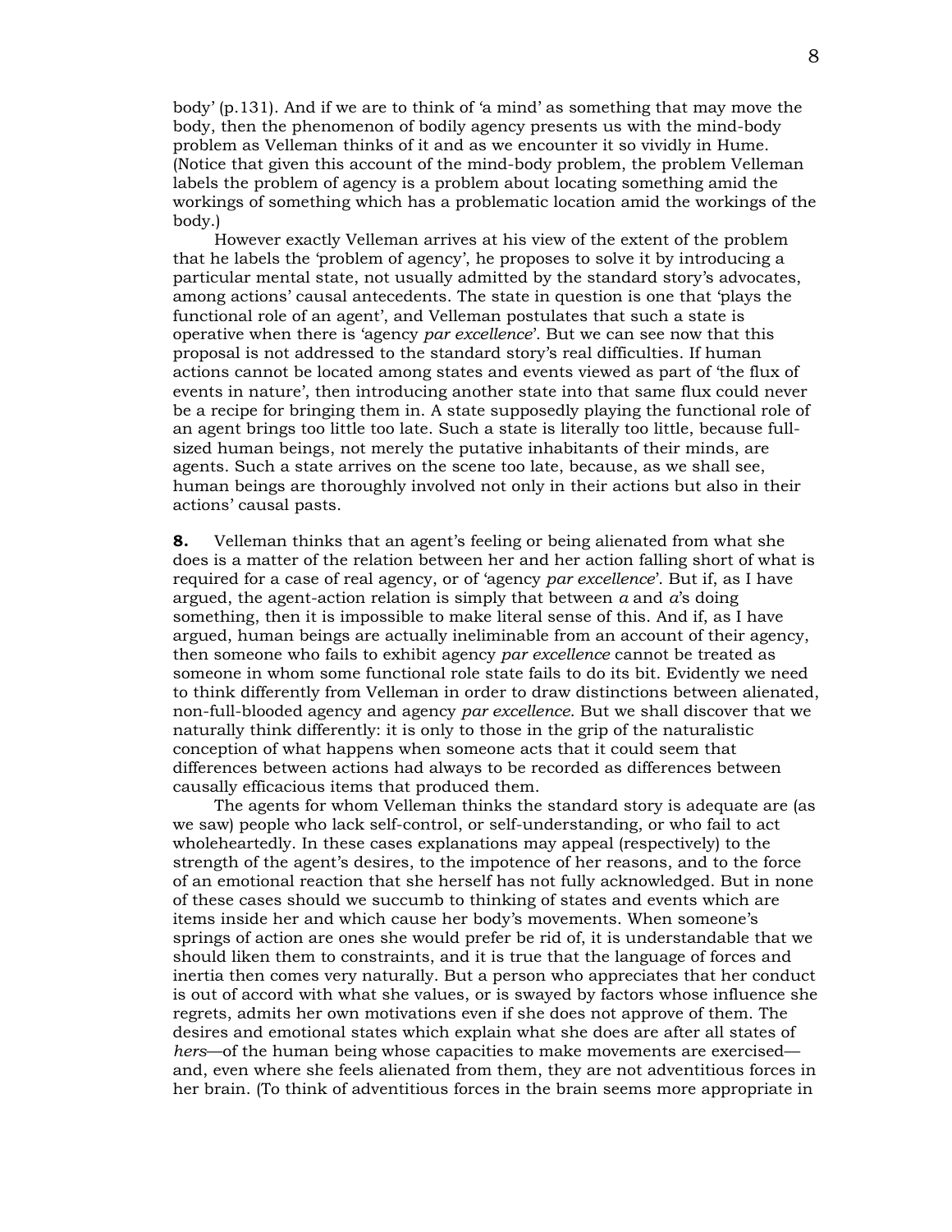body' (p.131). And if we are to think of 'a mind' as something that may move the body, then the phenomenon of bodily agency presents us with the mind-body problem as Velleman thinks of it and as we encounter it so vividly in Hume. (Notice that given this account of the mind-body problem, the problem Velleman labels the problem of agency is a problem about locating something amid the workings of something which has a problematic location amid the workings of the body.)

However exactly Velleman arrives at his view of the extent of the problem that he labels the 'problem of agency', he proposes to solve it by introducing a particular mental state, not usually admitted by the standard story's advocates, among actions' causal antecedents. The state in question is one that 'plays the functional role of an agent', and Velleman postulates that such a state is operative when there is 'agency *par excellence*'. But we can see now that this proposal is not addressed to the standard story's real difficulties. If human actions cannot be located among states and events viewed as part of 'the flux of events in nature', then introducing another state into that same flux could never be a recipe for bringing them in. A state supposedly playing the functional role of an agent brings too little too late. Such a state is literally too little, because full-sized human beings, not merely the putative inhabitants of their minds, are agents. Such a state arrives on the scene too late, because, as we shall see, human beings are thoroughly involved not only in their actions but also in their actions' causal pasts.

**8.** Velleman thinks that an agent's feeling or being alienated from what she does is a matter of the relation between her and her action falling short of what is required for a case of real agency, or of 'agency *par excellence*'. But if, as I have argued, the agent-action relation is simply that between *a* and *a*'s doing something, then it is impossible to make literal sense of this. And if, as I have argued, human beings are actually ineliminable from an account of their agency, then someone who fails to exhibit agency *par excellence* cannot be treated as someone in whom some functional role state fails to do its bit. Evidently we need to think differently from Velleman in order to draw distinctions between alienated, non-full-blooded agency and agency *par excellence*. But we shall discover that we naturally think differently: it is only to those in the grip of the naturalistic conception of what happens when someone acts that it could seem that differences between actions had always to be recorded as differences between causally efficacious items that produced them.

The agents for whom Velleman thinks the standard story is adequate are (as we saw) people who lack self-control, or self-understanding, or who fail to act wholeheartedly. In these cases explanations may appeal (respectively) to the strength of the agent's desires, to the impotence of her reasons, and to the force of an emotional reaction that she herself has not fully acknowledged. But in none of these cases should we succumb to thinking of states and events which are items inside her and which cause her body's movements. When someone's springs of action are ones she would prefer be rid of, it is understandable that we should liken them to constraints, and it is true that the language of forces and inertia then comes very naturally. But a person who appreciates that her conduct is out of accord with what she values, or is swayed by factors whose influence she regrets, admits her own motivations even if she does not approve of them. The desires and emotional states which explain what she does are after all states of *hers*—of the human being whose capacities to make movements are exercised—and, even where she feels alienated from them, they are not adventitious forces in her brain. (To think of adventitious forces in the brain seems more appropriate in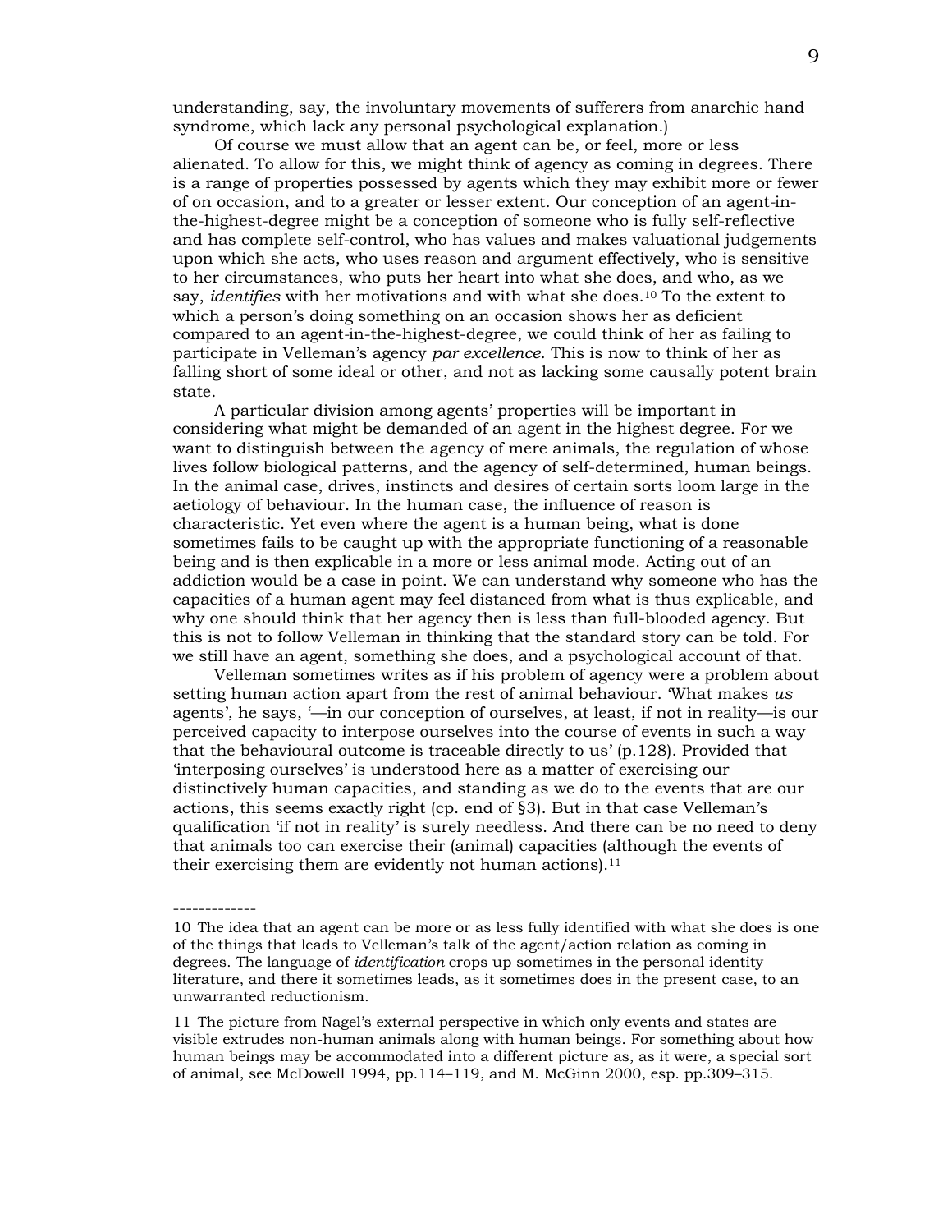understanding, say, the involuntary movements of sufferers from anarchic hand syndrome, which lack any personal psychological explanation.)

Of course we must allow that an agent can be, or feel, more or less alienated. To allow for this, we might think of agency as coming in degrees. There is a range of properties possessed by agents which they may exhibit more or fewer of on occasion, and to a greater or lesser extent. Our conception of an agent-in-the-highest-degree might be a conception of someone who is fully self-reflective and has complete self-control, who has values and makes valuational judgements upon which she acts, who uses reason and argument effectively, who is sensitive to her circumstances, who puts her heart into what she does, and who, as we say, *identifies* with her motivations and with what she does.[10] To the extent to which a person's doing something on an occasion shows her as deficient compared to an agent-in-the-highest-degree, we could think of her as failing to participate in Velleman's agency *par excellence*. This is now to think of her as falling short of some ideal or other, and not as lacking some causally potent brain state.

A particular division among agents' properties will be important in considering what might be demanded of an agent in the highest degree. For we want to distinguish between the agency of mere animals, the regulation of whose lives follow biological patterns, and the agency of self-determined, human beings. In the animal case, drives, instincts and desires of certain sorts loom large in the aetiology of behaviour. In the human case, the influence of reason is characteristic. Yet even where the agent is a human being, what is done sometimes fails to be caught up with the appropriate functioning of a reasonable being and is then explicable in a more or less animal mode. Acting out of an addiction would be a case in point. We can understand why someone who has the capacities of a human agent may feel distanced from what is thus explicable, and why one should think that her agency then is less than full-blooded agency. But this is not to follow Velleman in thinking that the standard story can be told. For we still have an agent, something she does, and a psychological account of that.

Velleman sometimes writes as if his problem of agency were a problem about setting human action apart from the rest of animal behaviour. 'What makes *us* agents', he says, '—in our conception of ourselves, at least, if not in reality—is our perceived capacity to interpose ourselves into the course of events in such a way that the behavioural outcome is traceable directly to us' (p.128). Provided that 'interposing ourselves' is understood here as a matter of exercising our distinctively human capacities, and standing as we do to the events that are our actions, this seems exactly right (cp. end of §3). But in that case Velleman's qualification 'if not in reality' is surely needless. And there can be no need to deny that animals too can exercise their (animal) capacities (although the events of their exercising them are evidently not human actions).[11]

-------------

10 The idea that an agent can be more or as less fully identified with what she does is one of the things that leads to Velleman's talk of the agent/action relation as coming in degrees. The language of *identification* crops up sometimes in the personal identity literature, and there it sometimes leads, as it sometimes does in the present case, to an unwarranted reductionism.

11 The picture from Nagel's external perspective in which only events and states are visible extrudes non-human animals along with human beings. For something about how human beings may be accommodated into a different picture as, as it were, a special sort of animal, see McDowell 1994, pp.114–119, and M. McGinn 2000, esp. pp.309–315.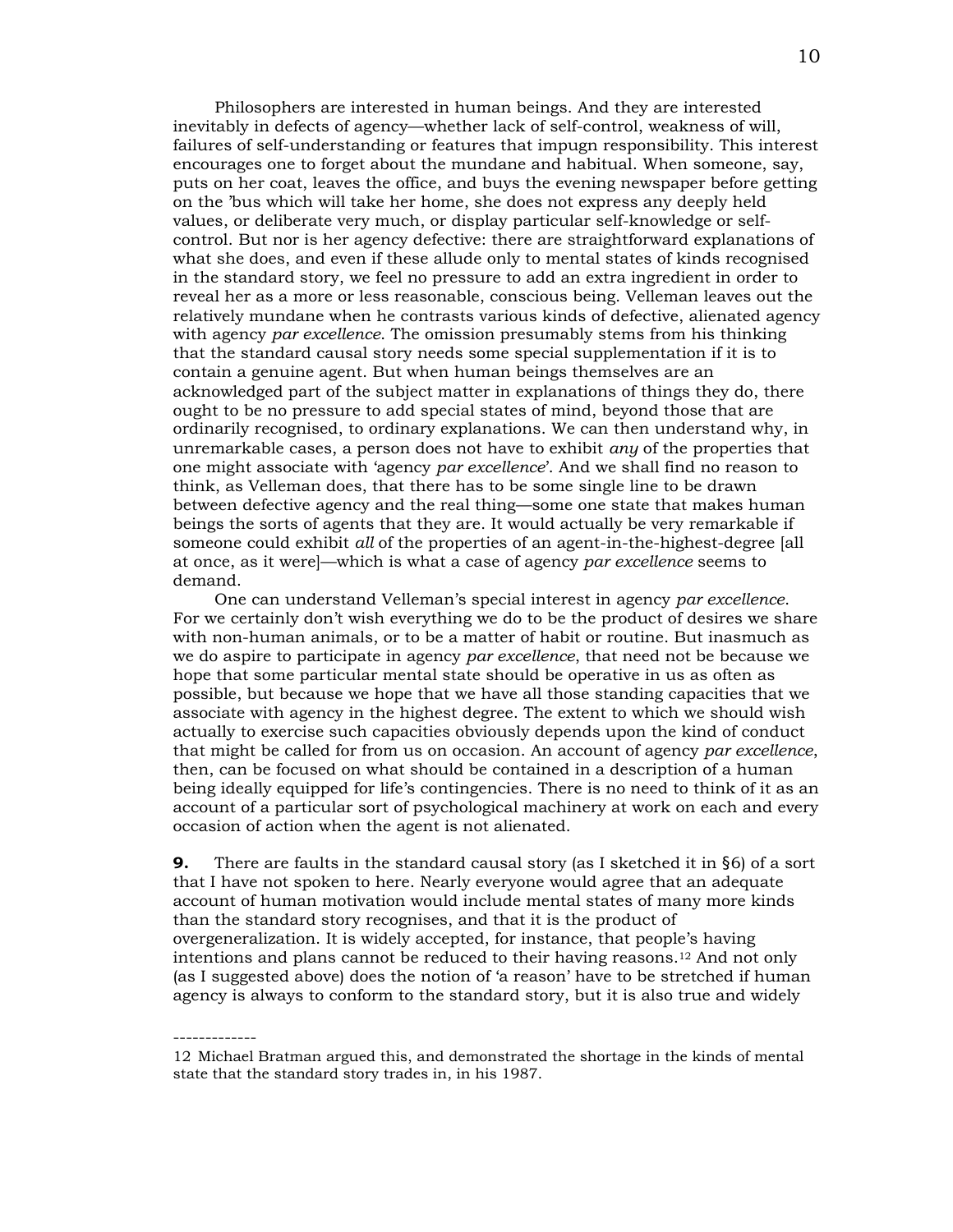Philosophers are interested in human beings. And they are interested inevitably in defects of agency—whether lack of self-control, weakness of will, failures of self-understanding or features that impugn responsibility. This interest encourages one to forget about the mundane and habitual. When someone, say, puts on her coat, leaves the office, and buys the evening newspaper before getting on the 'bus which will take her home, she does not express any deeply held values, or deliberate very much, or display particular self-knowledge or self-control. But nor is her agency defective: there are straightforward explanations of what she does, and even if these allude only to mental states of kinds recognised in the standard story, we feel no pressure to add an extra ingredient in order to reveal her as a more or less reasonable, conscious being. Velleman leaves out the relatively mundane when he contrasts various kinds of defective, alienated agency with agency *par excellence*. The omission presumably stems from his thinking that the standard causal story needs some special supplementation if it is to contain a genuine agent. But when human beings themselves are an acknowledged part of the subject matter in explanations of things they do, there ought to be no pressure to add special states of mind, beyond those that are ordinarily recognised, to ordinary explanations. We can then understand why, in unremarkable cases, a person does not have to exhibit *any* of the properties that one might associate with 'agency *par excellence*'. And we shall find no reason to think, as Velleman does, that there has to be some single line to be drawn between defective agency and the real thing—some one state that makes human beings the sorts of agents that they are. It would actually be very remarkable if someone could exhibit *all* of the properties of an agent-in-the-highest-degree [all at once, as it were]—which is what a case of agency *par excellence* seems to demand.

One can understand Velleman's special interest in agency *par excellence*. For we certainly don't wish everything we do to be the product of desires we share with non-human animals, or to be a matter of habit or routine. But inasmuch as we do aspire to participate in agency *par excellence*, that need not be because we hope that some particular mental state should be operative in us as often as possible, but because we hope that we have all those standing capacities that we associate with agency in the highest degree. The extent to which we should wish actually to exercise such capacities obviously depends upon the kind of conduct that might be called for from us on occasion. An account of agency *par excellence*, then, can be focused on what should be contained in a description of a human being ideally equipped for life's contingencies. There is no need to think of it as an account of a particular sort of psychological machinery at work on each and every occasion of action when the agent is not alienated.

**9.** There are faults in the standard causal story (as I sketched it in §6) of a sort that I have not spoken to here. Nearly everyone would agree that an adequate account of human motivation would include mental states of many more kinds than the standard story recognises, and that it is the product of overgeneralization. It is widely accepted, for instance, that people's having intentions and plans cannot be reduced to their having reasons.[12] And not only (as I suggested above) does the notion of 'a reason' have to be stretched if human agency is always to conform to the standard story, but it is also true and widely

-------------

12 Michael Bratman argued this, and demonstrated the shortage in the kinds of mental state that the standard story trades in, in his 1987.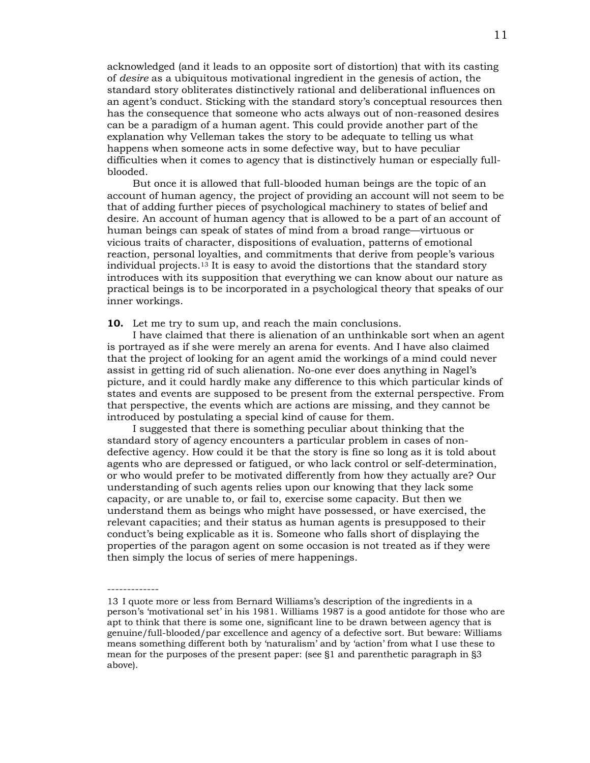acknowledged (and it leads to an opposite sort of distortion) that with its casting of *desire* as a ubiquitous motivational ingredient in the genesis of action, the standard story obliterates distinctively rational and deliberational influences on an agent's conduct. Sticking with the standard story's conceptual resources then has the consequence that someone who acts always out of non-reasoned desires can be a paradigm of a human agent. This could provide another part of the explanation why Velleman takes the story to be adequate to telling us what happens when someone acts in some defective way, but to have peculiar difficulties when it comes to agency that is distinctively human or especially full-blooded.

But once it is allowed that full-blooded human beings are the topic of an account of human agency, the project of providing an account will not seem to be that of adding further pieces of psychological machinery to states of belief and desire. An account of human agency that is allowed to be a part of an account of human beings can speak of states of mind from a broad range—virtuous or vicious traits of character, dispositions of evaluation, patterns of emotional reaction, personal loyalties, and commitments that derive from people's various individual projects.[13] It is easy to avoid the distortions that the standard story introduces with its supposition that everything we can know about our nature as practical beings is to be incorporated in a psychological theory that speaks of our inner workings.

**10.** Let me try to sum up, and reach the main conclusions.

I have claimed that there is alienation of an unthinkable sort when an agent is portrayed as if she were merely an arena for events. And I have also claimed that the project of looking for an agent amid the workings of a mind could never assist in getting rid of such alienation. No-one ever does anything in Nagel's picture, and it could hardly make any difference to this which particular kinds of states and events are supposed to be present from the external perspective. From that perspective, the events which are actions are missing, and they cannot be introduced by postulating a special kind of cause for them.

I suggested that there is something peculiar about thinking that the standard story of agency encounters a particular problem in cases of non-defective agency. How could it be that the story is fine so long as it is told about agents who are depressed or fatigued, or who lack control or self-determination, or who would prefer to be motivated differently from how they actually are? Our understanding of such agents relies upon our knowing that they lack some capacity, or are unable to, or fail to, exercise some capacity. But then we understand them as beings who might have possessed, or have exercised, the relevant capacities; and their status as human agents is presupposed to their conduct's being explicable as it is. Someone who falls short of displaying the properties of the paragon agent on some occasion is not treated as if they were then simply the locus of series of mere happenings.

-------------

13 I quote more or less from Bernard Williams's description of the ingredients in a person's 'motivational set' in his 1981. Williams 1987 is a good antidote for those who are apt to think that there is some one, significant line to be drawn between agency that is genuine/full-blooded/par excellence and agency of a defective sort. But beware: Williams means something different both by 'naturalism' and by 'action' from what I use these to mean for the purposes of the present paper: (see §1 and parenthetic paragraph in §3 above).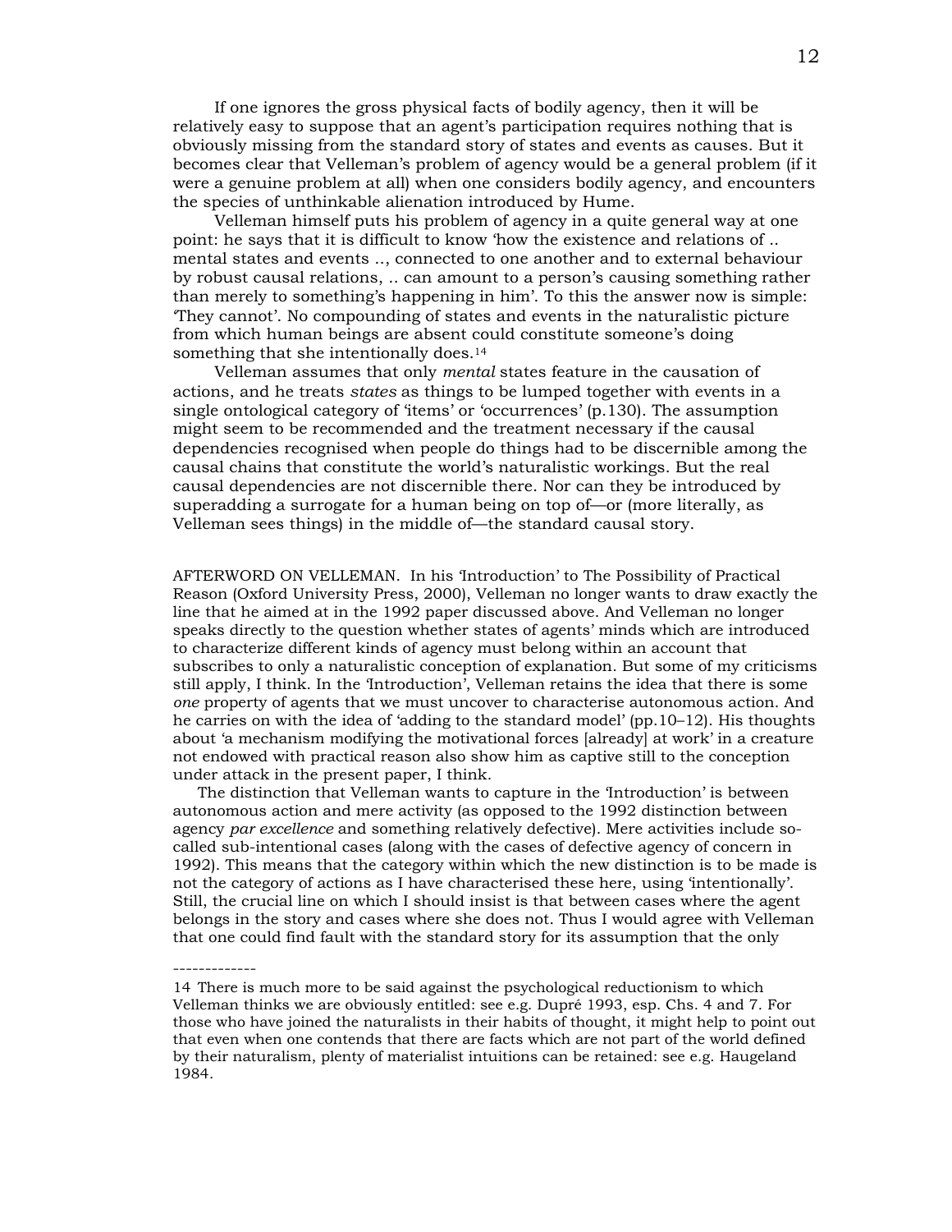If one ignores the gross physical facts of bodily agency, then it will be relatively easy to suppose that an agent's participation requires nothing that is obviously missing from the standard story of states and events as causes. But it becomes clear that Velleman's problem of agency would be a general problem (if it were a genuine problem at all) when one considers bodily agency, and encounters the species of unthinkable alienation introduced by Hume.

Velleman himself puts his problem of agency in a quite general way at one point: he says that it is difficult to know 'how the existence and relations of .. mental states and events .., connected to one another and to external behaviour by robust causal relations, .. can amount to a person's causing something rather than merely to something's happening in him'. To this the answer now is simple: 'They cannot'. No compounding of states and events in the naturalistic picture from which human beings are absent could constitute someone's doing something that she intentionally does.[14]

Velleman assumes that only *mental* states feature in the causation of actions, and he treats *states* as things to be lumped together with events in a single ontological category of 'items' or 'occurrences' (p.130). The assumption might seem to be recommended and the treatment necessary if the causal dependencies recognised when people do things had to be discernible among the causal chains that constitute the world's naturalistic workings. But the real causal dependencies are not discernible there. Nor can they be introduced by superadding a surrogate for a human being on top of—or (more literally, as Velleman sees things) in the middle of—the standard causal story.

AFTERWORD ON VELLEMAN. In his 'Introduction' to The Possibility of Practical Reason (Oxford University Press, 2000), Velleman no longer wants to draw exactly the line that he aimed at in the 1992 paper discussed above. And Velleman no longer speaks directly to the question whether states of agents' minds which are introduced to characterize different kinds of agency must belong within an account that subscribes to only a naturalistic conception of explanation. But some of my criticisms still apply, I think. In the 'Introduction', Velleman retains the idea that there is some *one* property of agents that we must uncover to characterise autonomous action. And he carries on with the idea of 'adding to the standard model' (pp.10–12). His thoughts about 'a mechanism modifying the motivational forces [already] at work' in a creature not endowed with practical reason also show him as captive still to the conception under attack in the present paper, I think.

The distinction that Velleman wants to capture in the 'Introduction' is between autonomous action and mere activity (as opposed to the 1992 distinction between agency *par excellence* and something relatively defective). Mere activities include so-called sub-intentional cases (along with the cases of defective agency of concern in 1992). This means that the category within which the new distinction is to be made is not the category of actions as I have characterised these here, using 'intentionally'. Still, the crucial line on which I should insist is that between cases where the agent belongs in the story and cases where she does not. Thus I would agree with Velleman that one could find fault with the standard story for its assumption that the only

-------------

14 There is much more to be said against the psychological reductionism to which Velleman thinks we are obviously entitled: see e.g. Dupré 1993, esp. Chs. 4 and 7. For those who have joined the naturalists in their habits of thought, it might help to point out that even when one contends that there are facts which are not part of the world defined by their naturalism, plenty of materialist intuitions can be retained: see e.g. Haugeland 1984.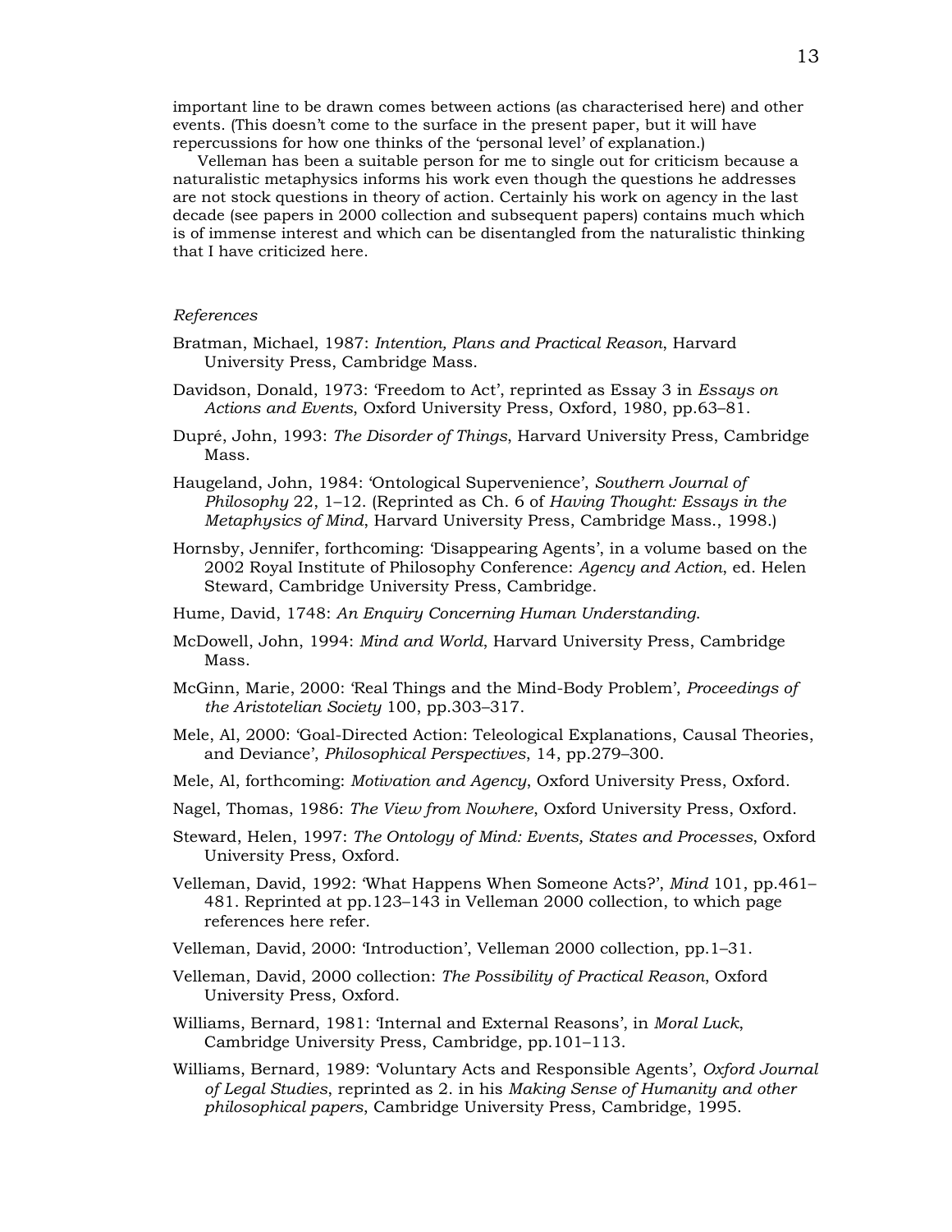important line to be drawn comes between actions (as characterised here) and other events. (This doesn't come to the surface in the present paper, but it will have repercussions for how one thinks of the 'personal level' of explanation.)

Velleman has been a suitable person for me to single out for criticism because a naturalistic metaphysics informs his work even though the questions he addresses are not stock questions in theory of action. Certainly his work on agency in the last decade (see papers in 2000 collection and subsequent papers) contains much which is of immense interest and which can be disentangled from the naturalistic thinking that I have criticized here.

*References*

Bratman, Michael, 1987: *Intention, Plans and Practical Reason*, Harvard University Press, Cambridge Mass.

Davidson, Donald, 1973: 'Freedom to Act', reprinted as Essay 3 in *Essays on Actions and Events*, Oxford University Press, Oxford, 1980, pp.63–81.

Dupré, John, 1993: *The Disorder of Things*, Harvard University Press, Cambridge Mass.

Haugeland, John, 1984: 'Ontological Supervenience', *Southern Journal of Philosophy* 22, 1–12. (Reprinted as Ch. 6 of *Having Thought: Essays in the Metaphysics of Mind*, Harvard University Press, Cambridge Mass., 1998.)

Hornsby, Jennifer, forthcoming: 'Disappearing Agents', in a volume based on the 2002 Royal Institute of Philosophy Conference: *Agency and Action*, ed. Helen Steward, Cambridge University Press, Cambridge.

Hume, David, 1748: *An Enquiry Concerning Human Understanding*.

McDowell, John, 1994: *Mind and World*, Harvard University Press, Cambridge Mass.

McGinn, Marie, 2000: 'Real Things and the Mind-Body Problem', *Proceedings of the Aristotelian Society* 100, pp.303–317.

Mele, Al, 2000: 'Goal-Directed Action: Teleological Explanations, Causal Theories, and Deviance', *Philosophical Perspectives*, 14, pp.279–300.

Mele, Al, forthcoming: *Motivation and Agency*, Oxford University Press, Oxford.

Nagel, Thomas, 1986: *The View from Nowhere*, Oxford University Press, Oxford.

Steward, Helen, 1997: *The Ontology of Mind: Events, States and Processes*, Oxford University Press, Oxford.

Velleman, David, 1992: 'What Happens When Someone Acts?', *Mind* 101, pp.461–481. Reprinted at pp.123–143 in Velleman 2000 collection, to which page references here refer.

Velleman, David, 2000: 'Introduction', Velleman 2000 collection, pp.1–31.

Velleman, David, 2000 collection: *The Possibility of Practical Reason*, Oxford University Press, Oxford.

Williams, Bernard, 1981: 'Internal and External Reasons', in *Moral Luck*, Cambridge University Press, Cambridge, pp.101–113.

Williams, Bernard, 1989: 'Voluntary Acts and Responsible Agents', *Oxford Journal of Legal Studies*, reprinted as 2. in his *Making Sense of Humanity and other philosophical papers*, Cambridge University Press, Cambridge, 1995.